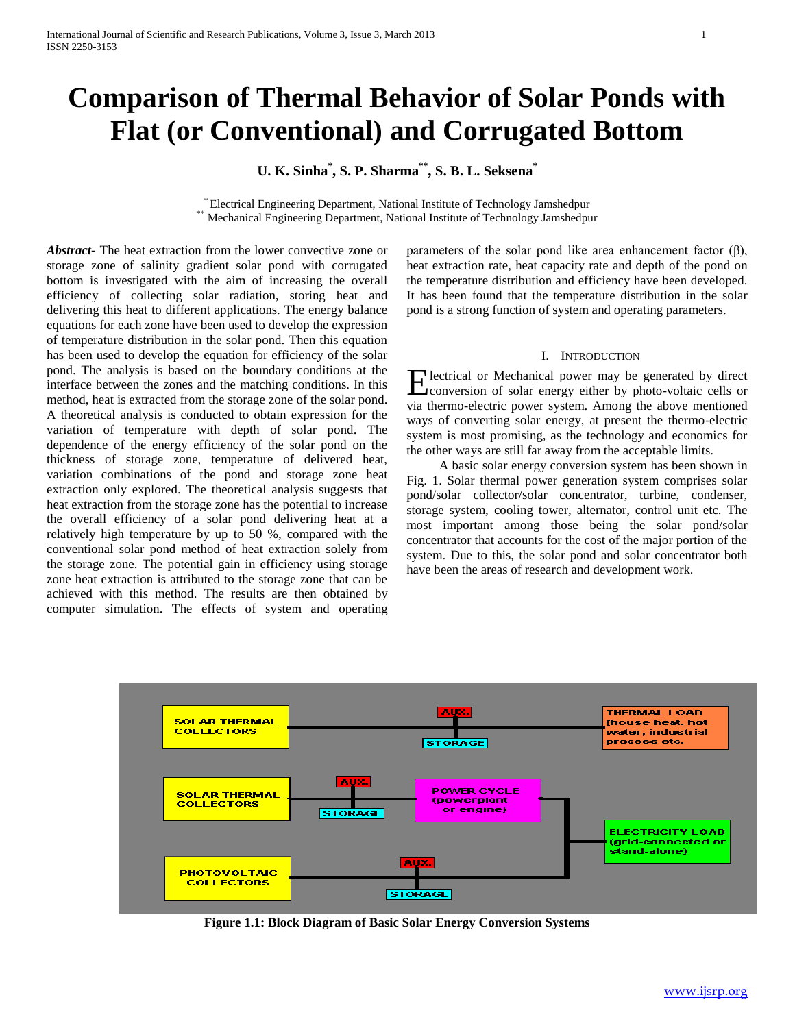# Comparison of Thermal Behavior of Solar Ponds with Flat (or Conventional) and Corrugated Bottom

**U. K. Sinha[*], S. P. Sharma[**], S. B. L. Seksena[*]**

[*] Electrical Engineering Department, National Institute of Technology Jamshedpur
[**] Mechanical Engineering Department, National Institute of Technology Jamshedpur

***Abstract-*** The heat extraction from the lower convective zone or storage zone of salinity gradient solar pond with corrugated bottom is investigated with the aim of increasing the overall efficiency of collecting solar radiation, storing heat and delivering this heat to different applications. The energy balance equations for each zone have been used to develop the expression of temperature distribution in the solar pond. Then this equation has been used to develop the equation for efficiency of the solar pond. The analysis is based on the boundary conditions at the interface between the zones and the matching conditions. In this method, heat is extracted from the storage zone of the solar pond. A theoretical analysis is conducted to obtain expression for the variation of temperature with depth of solar pond. The dependence of the energy efficiency of the solar pond on the thickness of storage zone, temperature of delivered heat, variation combinations of the pond and storage zone heat extraction only explored. The theoretical analysis suggests that heat extraction from the storage zone has the potential to increase the overall efficiency of a solar pond delivering heat at a relatively high temperature by up to 50 %, compared with the conventional solar pond method of heat extraction solely from the storage zone. The potential gain in efficiency using storage zone heat extraction is attributed to the storage zone that can be achieved with this method. The results are then obtained by computer simulation. The effects of system and operating parameters of the solar pond like area enhancement factor (β), heat extraction rate, heat capacity rate and depth of the pond on the temperature distribution and efficiency have been developed. It has been found that the temperature distribution in the solar pond is a strong function of system and operating parameters.

## I. Introduction

Electrical or Mechanical power may be generated by direct conversion of solar energy either by photo-voltaic cells or via thermo-electric power system. Among the above mentioned ways of converting solar energy, at present the thermo-electric system is most promising, as the technology and economics for the other ways are still far away from the acceptable limits.

A basic solar energy conversion system has been shown in Fig. 1. Solar thermal power generation system comprises solar pond/solar collector/solar concentrator, turbine, condenser, storage system, cooling tower, alternator, control unit etc. The most important among those being the solar pond/solar concentrator that accounts for the cost of the major portion of the system. Due to this, the solar pond and solar concentrator both have been the areas of research and development work.

**Figure 1.1: Block Diagram of Basic Solar Energy Conversion Systems**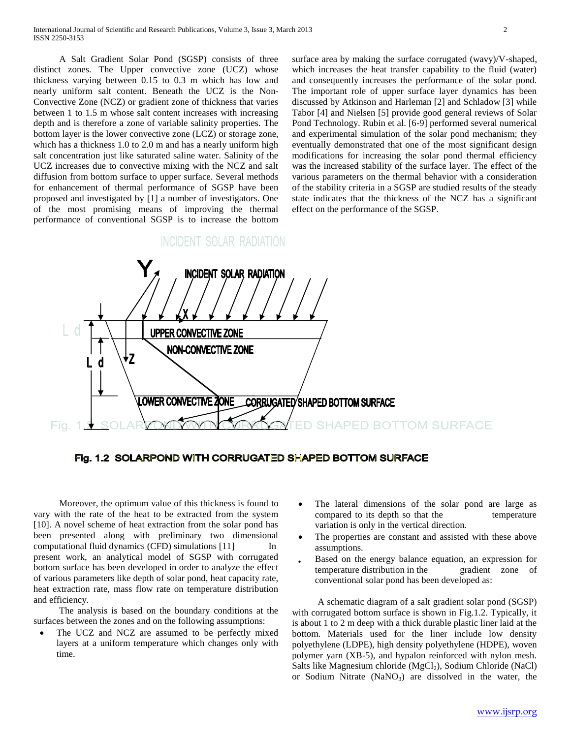A Salt Gradient Solar Pond (SGSP) consists of three distinct zones. The Upper convective zone (UCZ) whose thickness varying between 0.15 to 0.3 m which has low and nearly uniform salt content. Beneath the UCZ is the Non-Convective Zone (NCZ) or gradient zone of thickness that varies between 1 to 1.5 m whose salt content increases with increasing depth and is therefore a zone of variable salinity properties. The bottom layer is the lower convective zone (LCZ) or storage zone, which has a thickness 1.0 to 2.0 m and has a nearly uniform high salt concentration just like saturated saline water. Salinity of the UCZ increases due to convective mixing with the NCZ and salt diffusion from bottom surface to upper surface. Several methods for enhancement of thermal performance of SGSP have been proposed and investigated by [1] a number of investigators. One of the most promising means of improving the thermal performance of conventional SGSP is to increase the bottom surface area by making the surface corrugated (wavy)/V-shaped, which increases the heat transfer capability to the fluid (water) and consequently increases the performance of the solar pond. The important role of upper surface layer dynamics has been discussed by Atkinson and Harleman [2] and Schladow [3] while Tabor [4] and Nielsen [5] provide good general reviews of Solar Pond Technology. Rubin et al. [6-9] performed several numerical and experimental simulation of the solar pond mechanism; they eventually demonstrated that one of the most significant design modifications for increasing the solar pond thermal efficiency was the increased stability of the surface layer. The effect of the various parameters on the thermal behavior with a consideration of the stability criteria in a SGSP are studied results of the steady state indicates that the thickness of the NCZ has a significant effect on the performance of the SGSP.

**Fig. 1.2 SOLARPOND WITH CORRUGATED SHAPED BOTTOM SURFACE**

Moreover, the optimum value of this thickness is found to vary with the rate of the heat to be extracted from the system [10]. A novel scheme of heat extraction from the solar pond has been presented along with preliminary two dimensional computational fluid dynamics (CFD) simulations [11] In present work, an analytical model of SGSP with corrugated bottom surface has been developed in order to analyze the effect of various parameters like depth of solar pond, heat capacity rate, heat extraction rate, mass flow rate on temperature distribution and efficiency.

The analysis is based on the boundary conditions at the surfaces between the zones and on the following assumptions:

- The UCZ and NCZ are assumed to be perfectly mixed layers at a uniform temperature which changes only with time.
- The lateral dimensions of the solar pond are large as compared to its depth so that the temperature variation is only in the vertical direction.
- The properties are constant and assisted with these above assumptions.
- Based on the energy balance equation, an expression for temperature distribution in the gradient zone of conventional solar pond has been developed as:

A schematic diagram of a salt gradient solar pond (SGSP) with corrugated bottom surface is shown in Fig.1.2. Typically, it is about 1 to 2 m deep with a thick durable plastic liner laid at the bottom. Materials used for the liner include low density polyethylene (LDPE), high density polyethylene (HDPE), woven polymer yarn (XB-5), and hypalon reinforced with nylon mesh. Salts like Magnesium chloride ($MgCl_2$), Sodium Chloride ($NaCl$) or Sodium Nitrate ($NaNO_3$) are dissolved in the water, the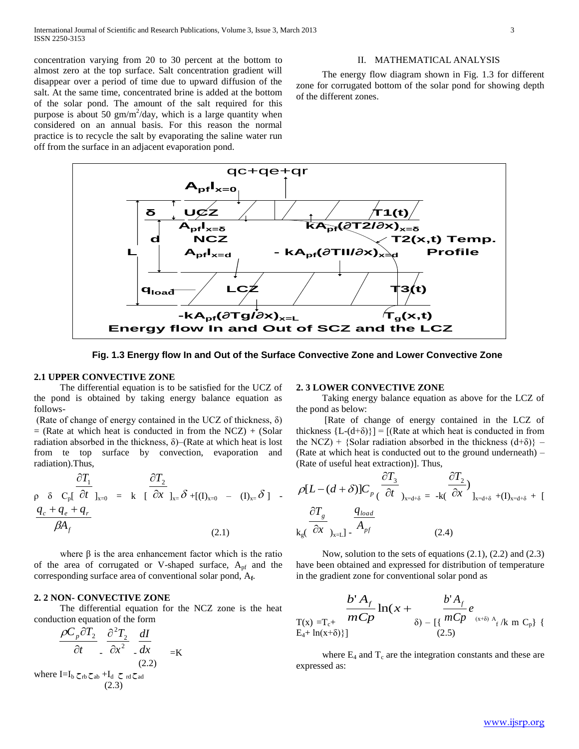concentration varying from 20 to 30 percent at the bottom to almost zero at the top surface. Salt concentration gradient will disappear over a period of time due to upward diffusion of the salt. At the same time, concentrated brine is added at the bottom of the solar pond. The amount of the salt required for this purpose is about 50 $gm/m^2$/day, which is a large quantity when considered on an annual basis. For this reason the normal practice is to recycle the salt by evaporating the saline water run off from the surface in an adjacent evaporation pond.

## II. MATHEMATICAL ANALYSIS

The energy flow diagram shown in Fig. 1.3 for different zone for corrugated bottom of the solar pond for showing depth of the different zones.

**Fig. 1.3 Energy flow In and Out of the Surface Convective Zone and Lower Convective Zone**

### 2.1 UPPER CONVECTIVE ZONE

The differential equation is to be satisfied for the UCZ of the pond is obtained by taking energy balance equation as follows-

(Rate of change of energy contained in the UCZ of thickness, δ) = (Rate at which heat is conducted in from the NCZ) + (Solar radiation absorbed in the thickness, δ)–(Rate at which heat is lost from te top surface by convection, evaporation and radiation).Thus,

$$\rho \ \delta \ C_p[\frac{\partial T_1}{\partial t}]_{x=0} = k \ [\frac{\partial T_2}{\partial x}]_{x=}\delta + [(I)_{x=0} - (I)_{x=}\delta] - \frac{q_c + q_e + q_r}{\beta A_f} \quad (2.1)$$

where β is the area enhancement factor which is the ratio of the area of corrugated or V-shaped surface, $A_{pf}$ and the corresponding surface area of conventional solar pond, $A_f$.

### 2. 2 NON- CONVECTIVE ZONE

The differential equation for the NCZ zone is the heat conduction equation of the form

$$\frac{\rho C_p \partial T_2}{\partial t} - \frac{\partial^2 T_2}{\partial x^2} - \frac{dI}{dx} = K \quad (2.2)$$

where $I = I_b \, \zeta_{rb} \zeta_{ab} + I_d \, \zeta_{rd} \zeta_{ad}$ (2.3)

### 2. 3 LOWER CONVECTIVE ZONE

Taking energy balance equation as above for the LCZ of the pond as below:

[Rate of change of energy contained in the LCZ of thickness {L-(d+δ)}] = [(Rate at which heat is conducted in from the NCZ) + {Solar radiation absorbed in the thickness (d+δ)} – (Rate at which heat is conducted out to the ground underneath) – (Rate of useful heat extraction)]. Thus,

$$\rho[L-(d+\delta)]C_p(\frac{\partial T_3}{\partial t})_{x=d+\delta} = -k(\frac{\partial T_2}{\partial x})_{x=d+\delta} + (I)_{x=d+\delta} + [k_g(\frac{\partial T_g}{\partial x})_{x=L}] - \frac{q_{load}}{A_{pf}} \quad (2.4)$$

Now, solution to the sets of equations (2.1), (2.2) and (2.3) have been obtained and expressed for distribution of temperature in the gradient zone for conventional solar pond as

$$T(x) = T_c + \frac{b' A_f}{mCp}\ln(x+\delta) - [\{\frac{b' A_f}{mCp}e^{(x+\delta)} A_f / k \ m \ C_p\} \{E_4 + \ln(x+\delta)\}] \quad (2.5)$$

where $E_4$ and $T_c$ are the integration constants and these are expressed as: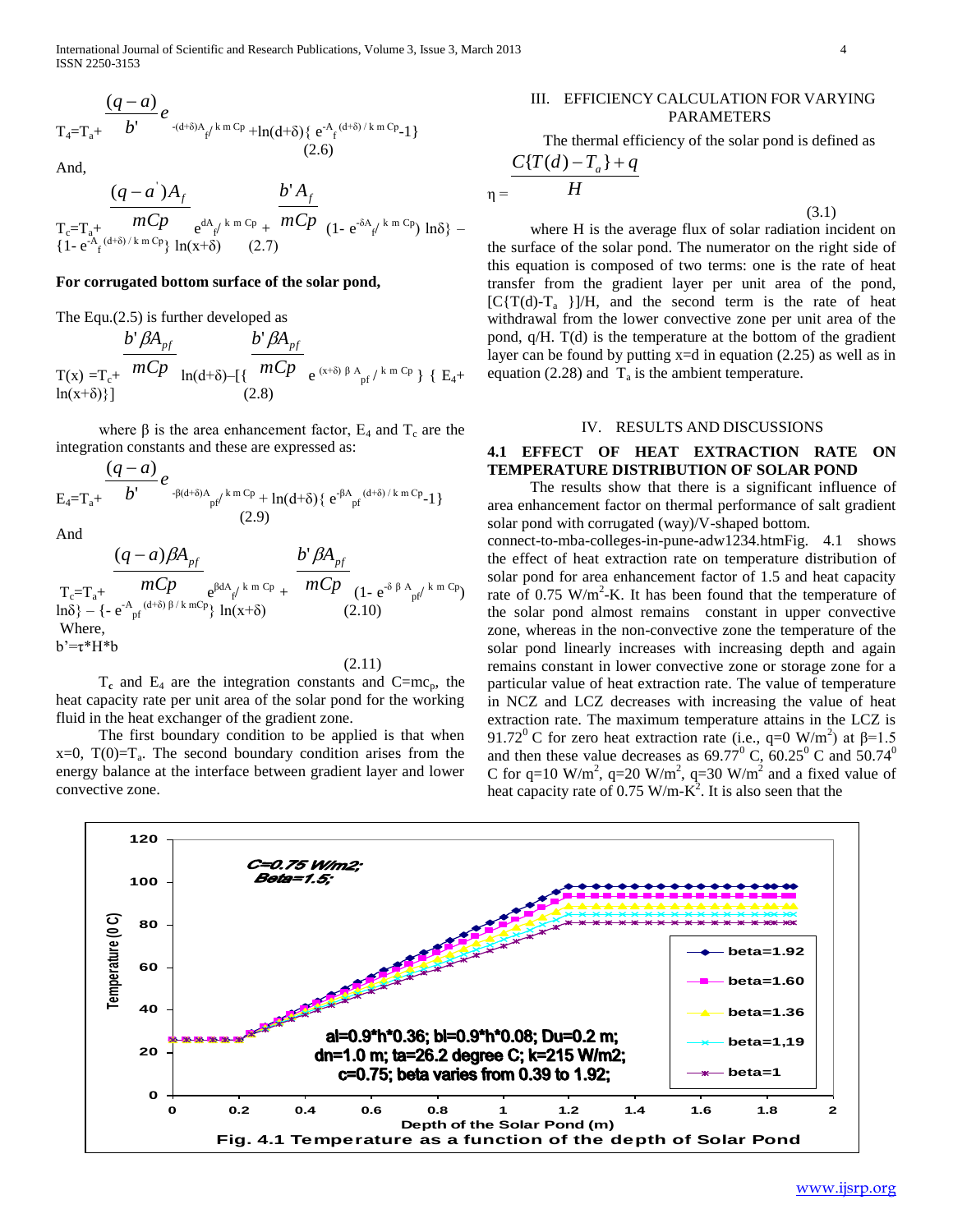$$T_4 = T_a + \frac{(q-a)}{b'} e^{-(d+\delta)A_f / k\,m\,Cp} + \ln(d+\delta)\{ e^{-A_f (d+\delta)/k\,m\,Cp} - 1\} \quad (2.6)$$

And,

$$T_c = T_a + \frac{(q-a')A_f}{mCp} e^{dA_f / k\,m\,Cp} + \frac{b' A_f}{mCp} (1 - e^{-\delta A_f / k\,m\,Cp}) \ln\delta\} - \{1 - e^{-A_f (d+\delta)/k\,m\,Cp}\} \ln(x+\delta) \quad (2.7)$$

**For corrugated bottom surface of the solar pond,**

The Equ.(2.5) is further developed as

$$T(x) = T_c + \frac{b' \beta A_{pf}}{mCp} \ln(d+\delta) - [\{ \frac{b' \beta A_{pf}}{mCp} e^{(x+\delta)\,\beta\, A_{pf} / k\,m\,Cp} \} \{ E_4 + \ln(x+\delta)\}] \quad (2.8)$$

where β is the area enhancement factor, $E_4$ and $T_c$ are the integration constants and these are expressed as:

$$E_4 = T_a + \frac{(q-a)}{b'} e^{-\beta(d+\delta)A_{pf} / k\,m\,Cp} + \ln(d+\delta)\{ e^{-\beta A_{pf} (d+\delta)/k\,m\,Cp} - 1\} \quad (2.9)$$

And

$$T_c = T_a + \frac{(q-a)\beta A_{pf}}{mCp} e^{\beta dA_f / k\,m\,Cp} + \frac{b' \beta A_{pf}}{mCp} (1 - e^{-\delta\,\beta\, A_{pf} / k\,m\,Cp}) \ln\delta\} - \{- e^{-A_{pf} (d+\delta)\,\beta / k\,mCp}\} \ln(x+\delta) \quad (2.10)$$

Where,

$$b' = \tau * H * b \quad (2.11)$$

$T_c$ and $E_4$ are the integration constants and $C = mc_p$, the heat capacity rate per unit area of the solar pond for the working fluid in the heat exchanger of the gradient zone.

The first boundary condition to be applied is that when x=0, $T(0)=T_a$. The second boundary condition arises from the energy balance at the interface between gradient layer and lower convective zone.

## III. EFFICIENCY CALCULATION FOR VARYING PARAMETERS

The thermal efficiency of the solar pond is defined as

$$\eta = \frac{C\{T(d) - T_a\} + q}{H} \quad (3.1)$$

where H is the average flux of solar radiation incident on the surface of the solar pond. The numerator on the right side of this equation is composed of two terms: one is the rate of heat transfer from the gradient layer per unit area of the pond, $[C\{T(d)-T_a\}]/H$, and the second term is the rate of heat withdrawal from the lower convective zone per unit area of the pond, q/H. T(d) is the temperature at the bottom of the gradient layer can be found by putting x=d in equation (2.25) as well as in equation (2.28) and $T_a$ is the ambient temperature.

## IV. RESULTS AND DISCUSSIONS

### 4.1 EFFECT OF HEAT EXTRACTION RATE ON TEMPERATURE DISTRIBUTION OF SOLAR POND

The results show that there is a significant influence of area enhancement factor on thermal performance of salt gradient solar pond with corrugated (way)/V-shaped bottom.

connect-to-mba-colleges-in-pune-adw1234.htmFig. 4.1 shows the effect of heat extraction rate on temperature distribution of solar pond for area enhancement factor of 1.5 and heat capacity rate of 0.75 W/m$^2$-K. It has been found that the temperature of the solar pond almost remains constant in upper convective zone, whereas in the non-convective zone the temperature of the solar pond linearly increases with increasing depth and again remains constant in lower convective zone or storage zone for a particular value of heat extraction rate. The value of temperature in NCZ and LCZ decreases with increasing the value of heat extraction rate. The maximum temperature attains in the LCZ is 91.72$^0$ C for zero heat extraction rate (i.e., q=0 W/m$^2$) at β=1.5 and then these value decreases as 69.77$^0$ C, 60.25$^0$ C and 50.74$^0$ C for q=10 W/m$^2$, q=20 W/m$^2$, q=30 W/m$^2$ and a fixed value of heat capacity rate of 0.75 W/m-K$^2$. It is also seen that the

Fig. 4.1 Temperature as a function of the depth of Solar Pond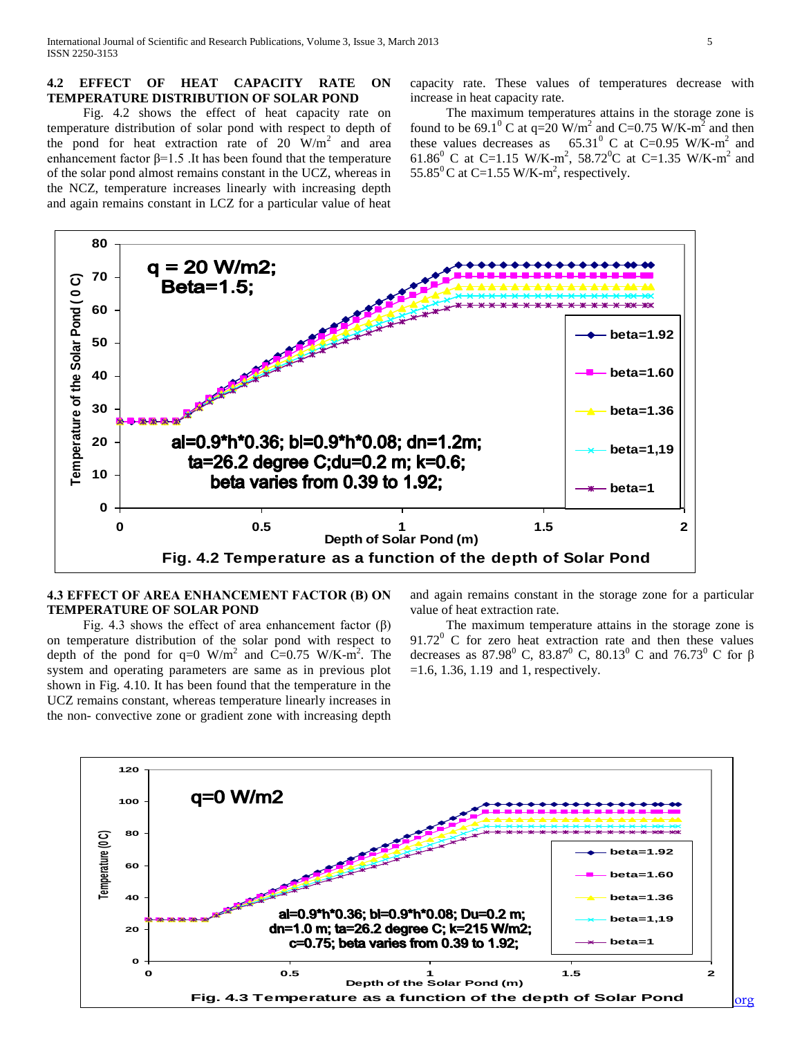## 4.2 EFFECT OF HEAT CAPACITY RATE ON TEMPERATURE DISTRIBUTION OF SOLAR POND

Fig. 4.2 shows the effect of heat capacity rate on temperature distribution of solar pond with respect to depth of the pond for heat extraction rate of 20 $W/m^2$ and area enhancement factor β=1.5 .It has been found that the temperature of the solar pond almost remains constant in the UCZ, whereas in the NCZ, temperature increases linearly with increasing depth and again remains constant in LCZ for a particular value of heat capacity rate. These values of temperatures decrease with increase in heat capacity rate.

The maximum temperatures attains in the storage zone is found to be $69.1^0$ C at q=20 $W/m^2$ and C=0.75 W/K-$m^2$ and then these values decreases as $65.31^0$ C at C=0.95 W/K-$m^2$ and $61.86^0$ C at C=1.15 W/K-$m^2$, $58.72^0$C at C=1.35 W/K-$m^2$ and $55.85^0$C at C=1.55 W/K-$m^2$, respectively.

Fig. 4.2 Temperature as a function of the depth of Solar Pond

## 4.3 EFFECT OF AREA ENHANCEMENT FACTOR (Β) ON TEMPERATURE OF SOLAR POND

Fig. 4.3 shows the effect of area enhancement factor (β) on temperature distribution of the solar pond with respect to depth of the pond for q=0 $W/m^2$ and C=0.75 W/K-$m^2$. The system and operating parameters are same as in previous plot shown in Fig. 4.10. It has been found that the temperature in the UCZ remains constant, whereas temperature linearly increases in the non- convective zone or gradient zone with increasing depth and again remains constant in the storage zone for a particular value of heat extraction rate.

The maximum temperature attains in the storage zone is $91.72^0$ C for zero heat extraction rate and then these values decreases as $87.98^0$ C, $83.87^0$ C, $80.13^0$ C and $76.73^0$ C for β =1.6, 1.36, 1.19 and 1, respectively.

Fig. 4.3 Temperature as a function of the depth of Solar Pond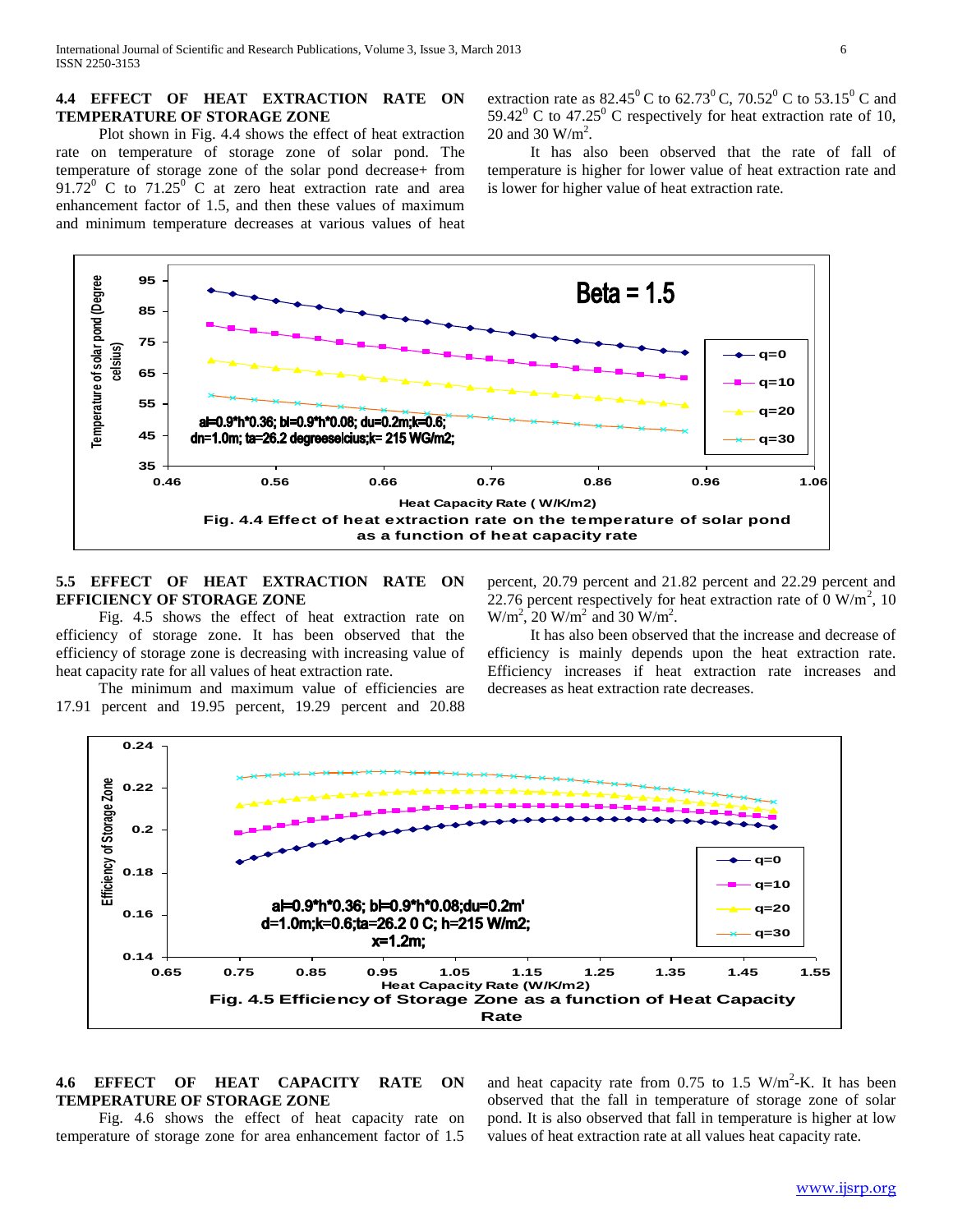### 4.4 EFFECT OF HEAT EXTRACTION RATE ON TEMPERATURE OF STORAGE ZONE

Plot shown in Fig. 4.4 shows the effect of heat extraction rate on temperature of storage zone of solar pond. The temperature of storage zone of the solar pond decrease+ from $91.72^0$ C to $71.25^0$ C at zero heat extraction rate and area enhancement factor of 1.5, and then these values of maximum and minimum temperature decreases at various values of heat extraction rate as $82.45^0$ C to $62.73^0$ C, $70.52^0$ C to $53.15^0$ C and $59.42^0$ C to $47.25^0$ C respectively for heat extraction rate of 10, 20 and 30 $W/m^2$.

It has also been observed that the rate of fall of temperature is higher for lower value of heat extraction rate and is lower for higher value of heat extraction rate.

Fig. 4.4 Effect of heat extraction rate on the temperature of solar pond as a function of heat capacity rate

### 5.5 EFFECT OF HEAT EXTRACTION RATE ON EFFICIENCY OF STORAGE ZONE

Fig. 4.5 shows the effect of heat extraction rate on efficiency of storage zone. It has been observed that the efficiency of storage zone is decreasing with increasing value of heat capacity rate for all values of heat extraction rate.

The minimum and maximum value of efficiencies are 17.91 percent and 19.95 percent, 19.29 percent and 20.88 percent, 20.79 percent and 21.82 percent and 22.29 percent and 22.76 percent respectively for heat extraction rate of 0 $W/m^2$, 10 $W/m^2$, 20 $W/m^2$ and 30 $W/m^2$.

It has also been observed that the increase and decrease of efficiency is mainly depends upon the heat extraction rate. Efficiency increases if heat extraction rate increases and decreases as heat extraction rate decreases.

Fig. 4.5 Efficiency of Storage Zone as a function of Heat Capacity Rate

### 4.6 EFFECT OF HEAT CAPACITY RATE ON TEMPERATURE OF STORAGE ZONE

Fig. 4.6 shows the effect of heat capacity rate on temperature of storage zone for area enhancement factor of 1.5 and heat capacity rate from 0.75 to 1.5 $W/m^2$-K. It has been observed that the fall in temperature of storage zone of solar pond. It is also observed that fall in temperature is higher at low values of heat extraction rate at all values heat capacity rate.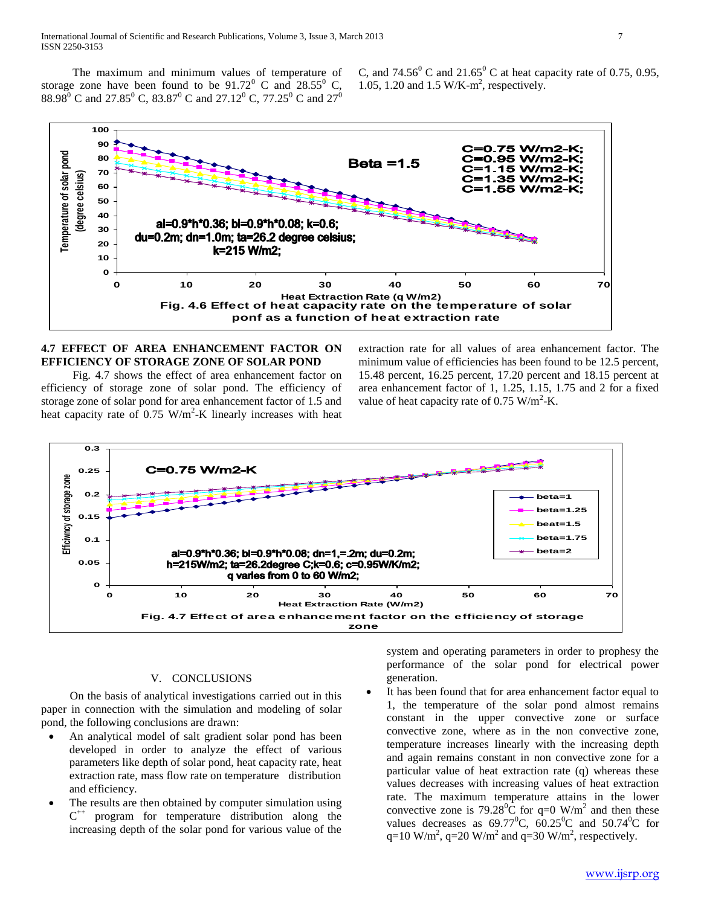The maximum and minimum values of temperature of storage zone have been found to be $91.72^0$ C and $28.55^0$ C, $88.98^0$ C and $27.85^0$ C, $83.87^0$ C and $27.12^0$ C, $77.25^0$ C and $27^0$ C, and $74.56^0$ C and $21.65^0$ C at heat capacity rate of 0.75, 0.95, 1.05, 1.20 and 1.5 W/K-m$^2$, respectively.

Fig. 4.6 Effect of heat capacity rate on the temperature of solar ponf as a function of heat extraction rate

### 4.7 EFFECT OF AREA ENHANCEMENT FACTOR ON EFFICIENCY OF STORAGE ZONE OF SOLAR POND

Fig. 4.7 shows the effect of area enhancement factor on efficiency of storage zone of solar pond. The efficiency of storage zone of solar pond for area enhancement factor of 1.5 and heat capacity rate of 0.75 W/m$^2$-K linearly increases with heat extraction rate for all values of area enhancement factor. The minimum value of efficiencies has been found to be 12.5 percent, 15.48 percent, 16.25 percent, 17.20 percent and 18.15 percent at area enhancement factor of 1, 1.25, 1.15, 1.75 and 2 for a fixed value of heat capacity rate of 0.75 W/m$^2$-K.

Fig. 4.7 Effect of area enhancement factor on the efficiency of storage zone

## V. CONCLUSIONS

On the basis of analytical investigations carried out in this paper in connection with the simulation and modeling of solar pond, the following conclusions are drawn:

- An analytical model of salt gradient solar pond has been developed in order to analyze the effect of various parameters like depth of solar pond, heat capacity rate, heat extraction rate, mass flow rate on temperature distribution and efficiency.
- The results are then obtained by computer simulation using C$^{++}$ program for temperature distribution along the increasing depth of the solar pond for various value of the system and operating parameters in order to prophesy the performance of the solar pond for electrical power generation.
- It has been found that for area enhancement factor equal to 1, the temperature of the solar pond almost remains constant in the upper convective zone or surface convective zone, where as in the non convective zone, temperature increases linearly with the increasing depth and again remains constant in non convective zone for a particular value of heat extraction rate (q) whereas these values decreases with increasing values of heat extraction rate. The maximum temperature attains in the lower convective zone is $79.28^0$C for q=0 W/m$^2$ and then these values decreases as $69.77^0$C, $60.25^0$C and $50.74^0$C for q=10 W/m$^2$, q=20 W/m$^2$ and q=30 W/m$^2$, respectively.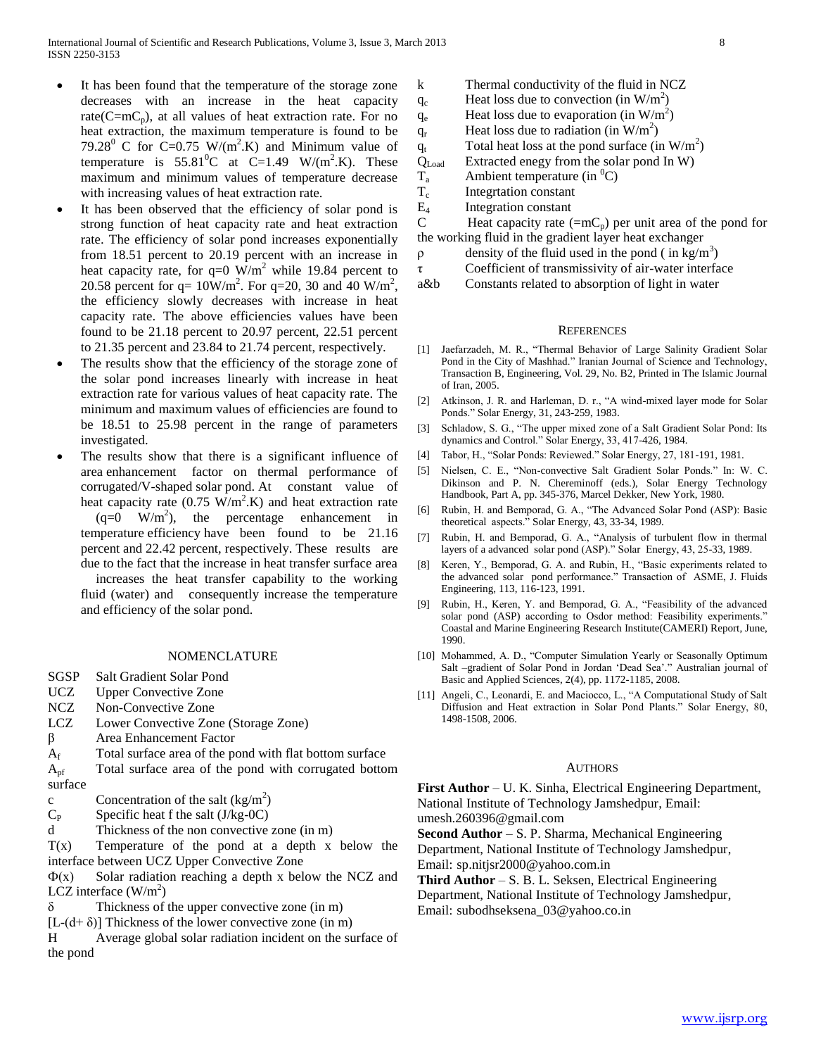- It has been found that the temperature of the storage zone decreases with an increase in the heat capacity rate($C=mC_p$), at all values of heat extraction rate. For no heat extraction, the maximum temperature is found to be $79.28^0$ C for C=0.75 $W/(m^2.K)$ and Minimum value of temperature is $55.81^0C$ at C=1.49 $W/(m^2.K)$. These maximum and minimum values of temperature decrease with increasing values of heat extraction rate.
- It has been observed that the efficiency of solar pond is strong function of heat capacity rate and heat extraction rate. The efficiency of solar pond increases exponentially from 18.51 percent to 20.19 percent with an increase in heat capacity rate, for q=0 $W/m^2$ while 19.84 percent to 20.58 percent for q= $10W/m^2$. For q=20, 30 and 40 $W/m^2$, the efficiency slowly decreases with increase in heat capacity rate. The above efficiencies values have been found to be 21.18 percent to 20.97 percent, 22.51 percent to 21.35 percent and 23.84 to 21.74 percent, respectively.
- The results show that the efficiency of the storage zone of the solar pond increases linearly with increase in heat extraction rate for various values of heat capacity rate. The minimum and maximum values of efficiencies are found to be 18.51 to 25.98 percent in the range of parameters investigated.
- The results show that there is a significant influence of area enhancement factor on thermal performance of corrugated/V-shaped solar pond. At constant value of heat capacity rate (0.75 $W/m^2$.K) and heat extraction rate (q=0 $W/m^2$), the percentage enhancement in temperature efficiency have been found to be 21.16 percent and 22.42 percent, respectively. These results are due to the fact that the increase in heat transfer surface area increases the heat transfer capability to the working fluid (water) and consequently increase the temperature and efficiency of the solar pond.

## NOMENCLATURE

SGSP Salt Gradient Solar Pond

UCZ Upper Convective Zone

NCZ Non-Convective Zone

LCZ Lower Convective Zone (Storage Zone)

$\beta$ Area Enhancement Factor

$A_f$ Total surface area of the pond with flat bottom surface

$A_{pf}$ Total surface area of the pond with corrugated bottom surface

c Concentration of the salt ($kg/m^2$)

$C_P$ Specific heat f the salt (J/kg-0C)

d Thickness of the non convective zone (in m)

T(x) Temperature of the pond at a depth x below the interface between UCZ Upper Convective Zone

$\Phi(x)$ Solar radiation reaching a depth x below the NCZ and LCZ interface ($W/m^2$)

$\delta$ Thickness of the upper convective zone (in m)

$[L-(d+\delta)]$ Thickness of the lower convective zone (in m)

H Average global solar radiation incident on the surface of the pond

k Thermal conductivity of the fluid in NCZ

$q_c$ Heat loss due to convection (in $W/m^2$)

$q_e$ Heat loss due to evaporation (in $W/m^2$)

$q_r$ Heat loss due to radiation (in $W/m^2$)

$q_t$ Total heat loss at the pond surface (in $W/m^2$)

$Q_{Load}$ Extracted enegy from the solar pond In W)

$T_a$ Ambient temperature (in $^0C$)

$T_c$ Integrtation constant

$E_4$ Integration constant

C Heat capacity rate (=$mC_p$) per unit area of the pond for the working fluid in the gradient layer heat exchanger

$\rho$ density of the fluid used in the pond ( in $kg/m^3$)

$\tau$ Coefficient of transmissivity of air-water interface

a&b Constants related to absorption of light in water

## REFERENCES

[1] Jaefarzadeh, M. R., "Thermal Behavior of Large Salinity Gradient Solar Pond in the City of Mashhad." Iranian Journal of Science and Technology, Transaction B, Engineering, Vol. 29, No. B2, Printed in The Islamic Journal of Iran, 2005.

[2] Atkinson, J. R. and Harleman, D. r., "A wind-mixed layer mode for Solar Ponds." Solar Energy, 31, 243-259, 1983.

[3] Schladow, S. G., "The upper mixed zone of a Salt Gradient Solar Pond: Its dynamics and Control." Solar Energy, 33, 417-426, 1984.

[4] Tabor, H., "Solar Ponds: Reviewed." Solar Energy, 27, 181-191, 1981.

[5] Nielsen, C. E., "Non-convective Salt Gradient Solar Ponds." In: W. C. Dikinson and P. N. Chereminoff (eds.), Solar Energy Technology Handbook, Part A, pp. 345-376, Marcel Dekker, New York, 1980.

[6] Rubin, H. and Bemporad, G. A., "The Advanced Solar Pond (ASP): Basic theoretical aspects." Solar Energy, 43, 33-34, 1989.

[7] Rubin, H. and Bemporad, G. A., "Analysis of turbulent flow in thermal layers of a advanced solar pond (ASP)." Solar Energy, 43, 25-33, 1989.

[8] Keren, Y., Bemporad, G. A. and Rubin, H., "Basic experiments related to the advanced solar pond performance." Transaction of ASME, J. Fluids Engineering, 113, 116-123, 1991.

[9] Rubin, H., Keren, Y. and Bemporad, G. A., "Feasibility of the advanced solar pond (ASP) according to Osdor method: Feasibility experiments." Coastal and Marine Engineering Research Institute(CAMERI) Report, June, 1990.

[10] Mohammed, A. D., "Computer Simulation Yearly or Seasonally Optimum Salt –gradient of Solar Pond in Jordan 'Dead Sea'." Australian journal of Basic and Applied Sciences, 2(4), pp. 1172-1185, 2008.

[11] Angeli, C., Leonardi, E. and Maciocco, L., "A Computational Study of Salt Diffusion and Heat extraction in Solar Pond Plants." Solar Energy, 80, 1498-1508, 2006.

## AUTHORS

**First Author** – U. K. Sinha, Electrical Engineering Department, National Institute of Technology Jamshedpur, Email: umesh.260396@gmail.com

**Second Author** – S. P. Sharma, Mechanical Engineering Department, National Institute of Technology Jamshedpur, Email: sp.nitjsr2000@yahoo.com.in

**Third Author** – S. B. L. Seksen, Electrical Engineering Department, National Institute of Technology Jamshedpur, Email: subodhseksena_03@yahoo.co.in